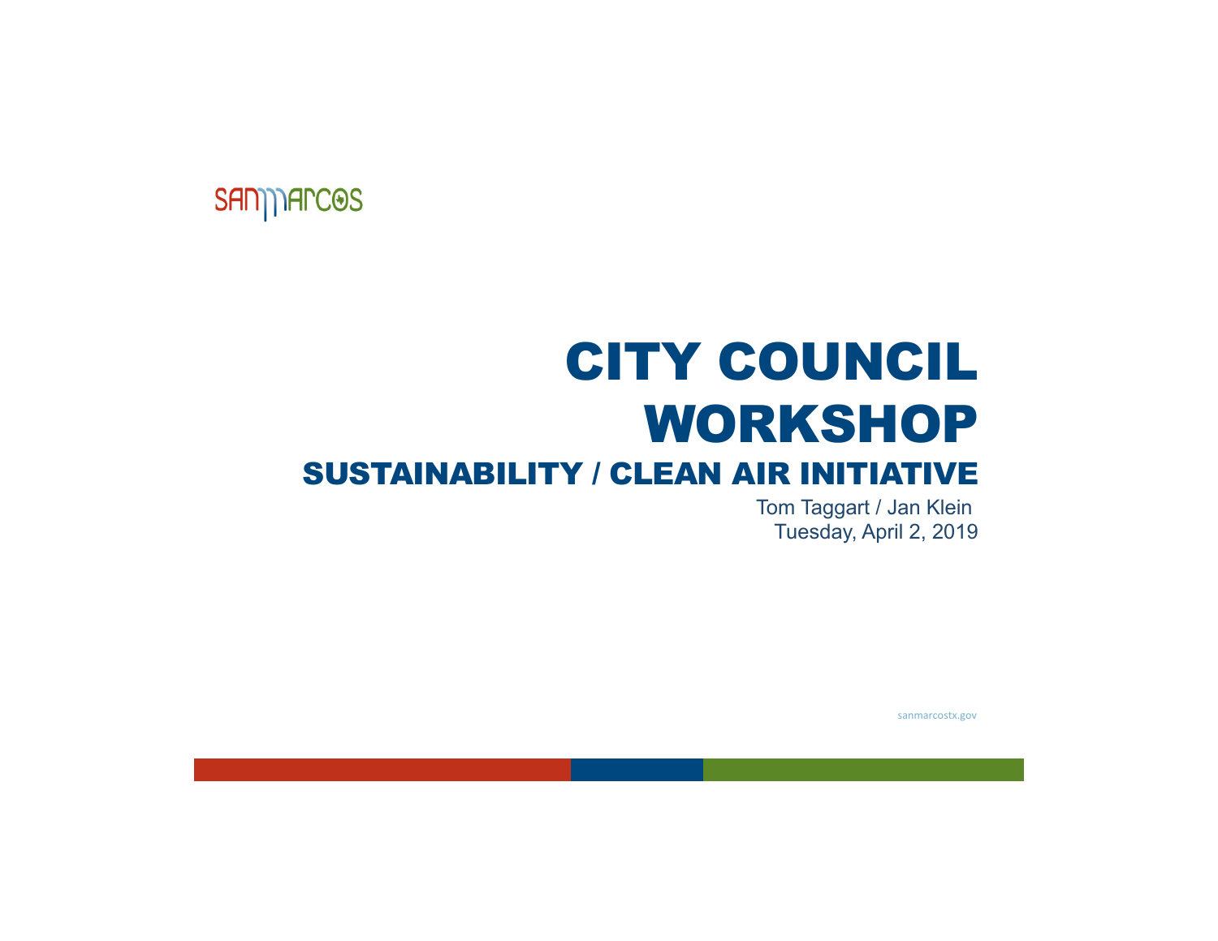SANMARCOS

# CITY COUNCIL WORKSHOP

## SUSTAINABILITY / CLEAN AIR INITIATIVE

Tom Taggart / Jan Klein
Tuesday, April 2, 2019

sanmarcostx.gov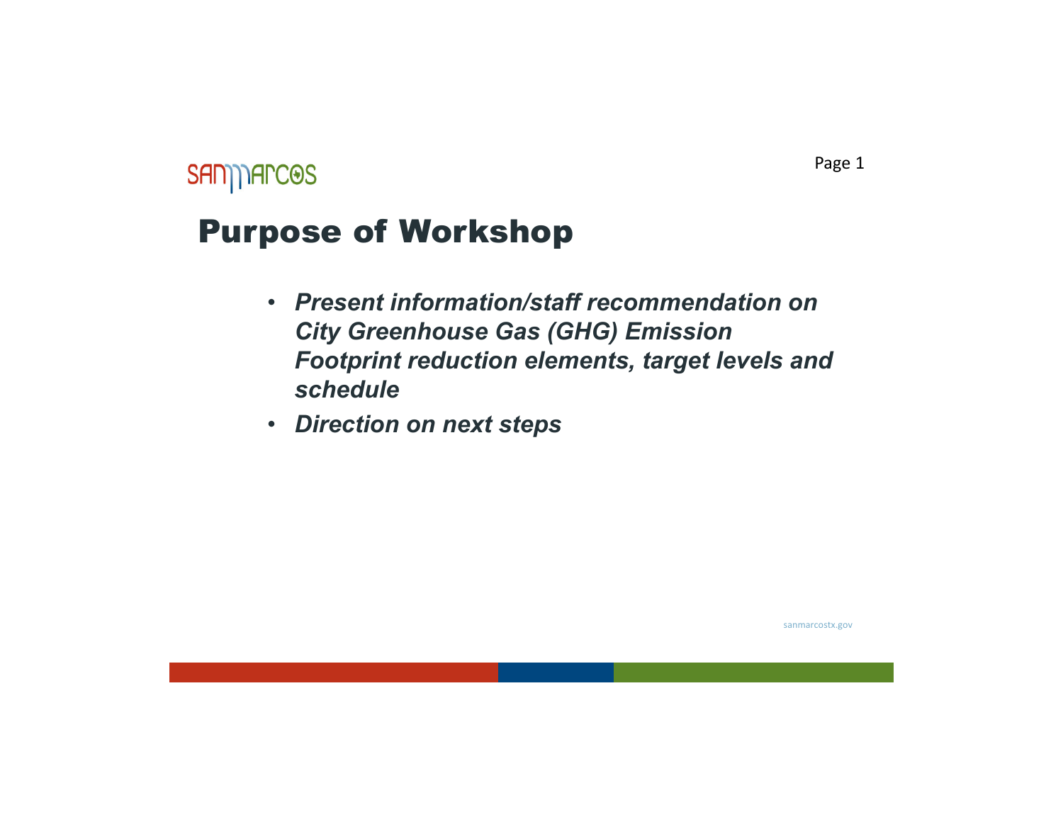# Purpose of Workshop

- ***Present information/staff recommendation on City Greenhouse Gas (GHG) Emission Footprint reduction elements, target levels and schedule***
- ***Direction on next steps***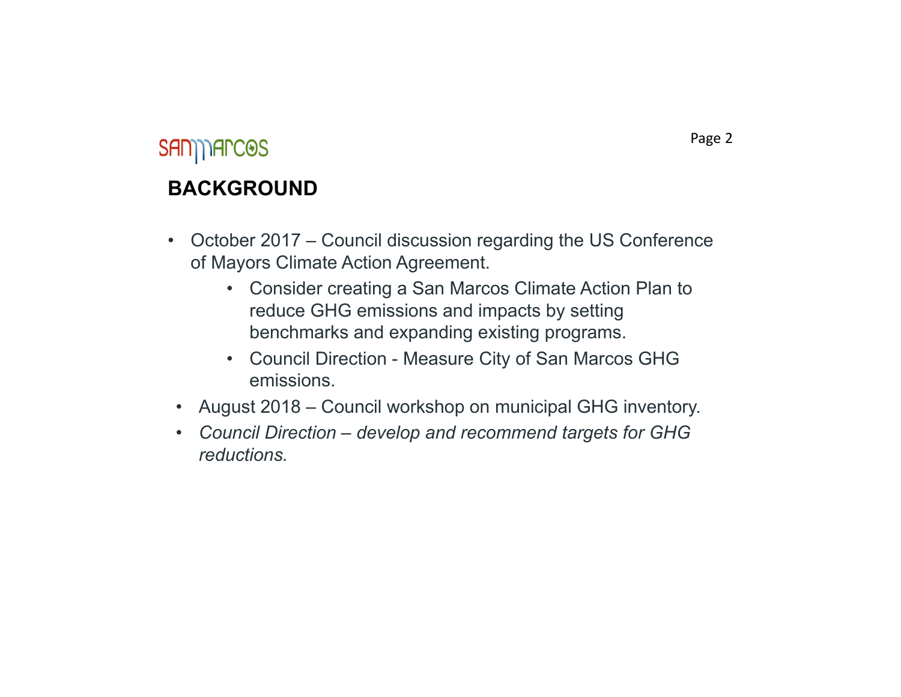## BACKGROUND

- October 2017 – Council discussion regarding the US Conference of Mayors Climate Action Agreement.
  - Consider creating a San Marcos Climate Action Plan to reduce GHG emissions and impacts by setting benchmarks and expanding existing programs.
  - Council Direction - Measure City of San Marcos GHG emissions.
- August 2018 – Council workshop on municipal GHG inventory.
- *Council Direction – develop and recommend targets for GHG reductions.*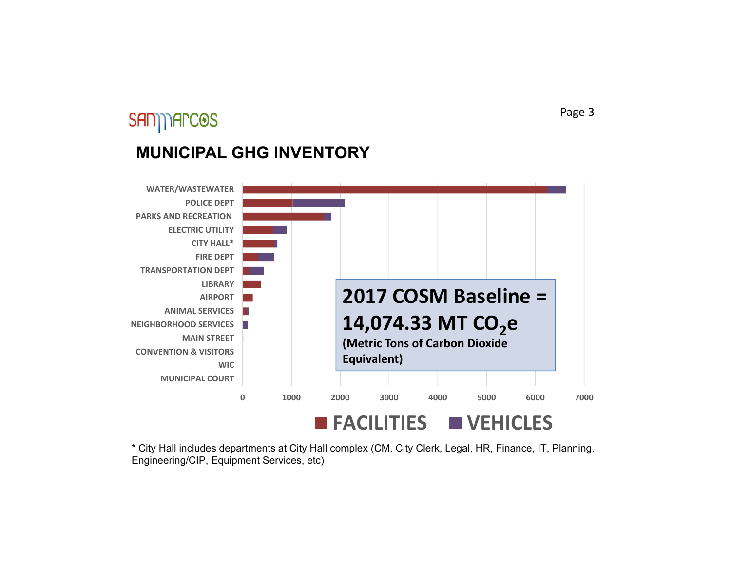SanMarcos

# MUNICIPAL GHG INVENTORY

WATER/WASTEWATER
POLICE DEPT
PARKS AND RECREATION
ELECTRIC UTILITY
CITY HALL*
FIRE DEPT
TRANSPORTATION DEPT
LIBRARY
AIRPORT
ANIMAL SERVICES
NEIGHBORHOOD SERVICES
MAIN STREET
CONVENTION & VISITORS
WIC
MUNICIPAL COURT

0 1000 2000 3000 4000 5000 6000 7000

FACILITIES VEHICLES

**2017 COSM Baseline = 14,074.33 MT $CO_2e$**
**(Metric Tons of Carbon Dioxide Equivalent)**

* City Hall includes departments at City Hall complex (CM, City Clerk, Legal, HR, Finance, IT, Planning, Engineering/CIP, Equipment Services, etc)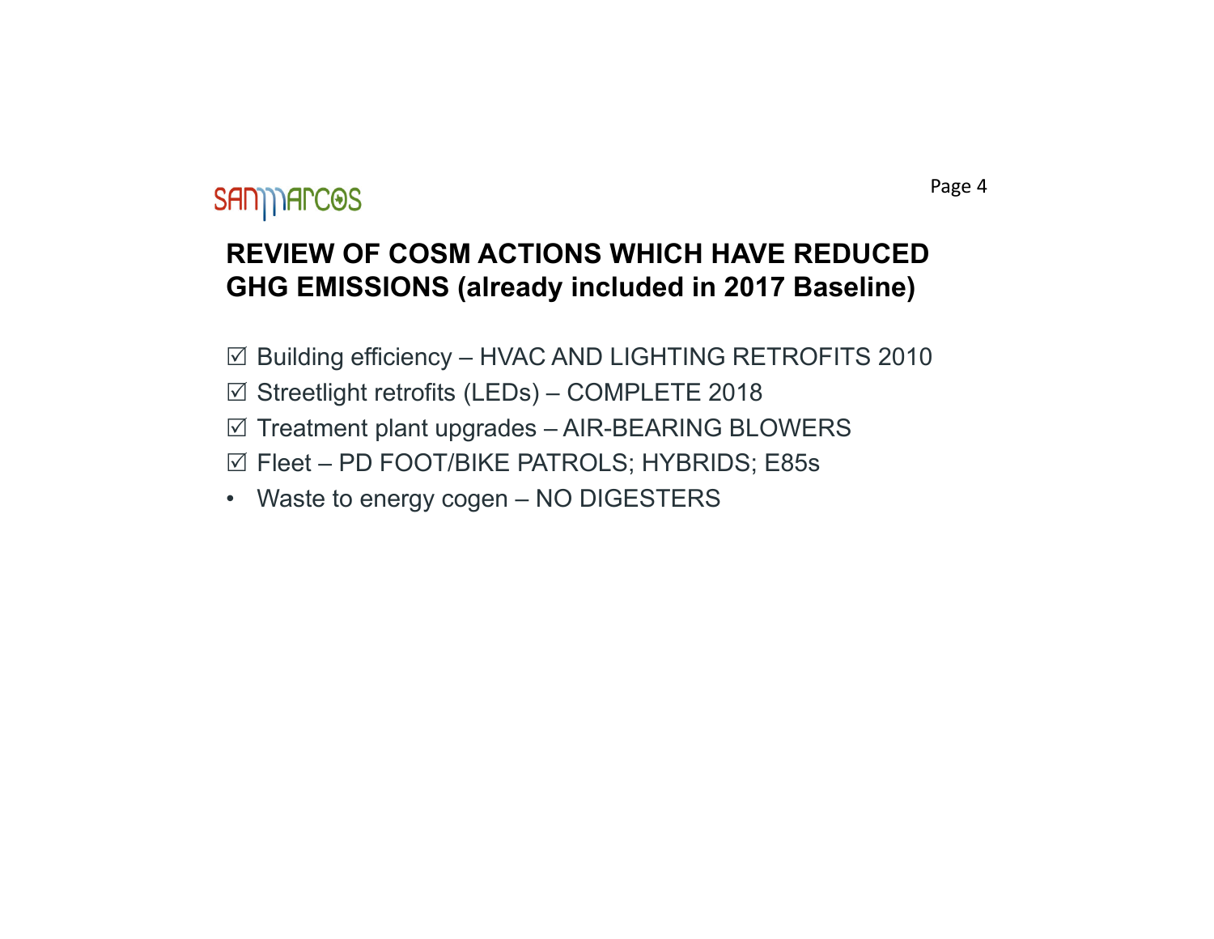SANMARCOS

# REVIEW OF COSM ACTIONS WHICH HAVE REDUCED GHG EMISSIONS (already included in 2017 Baseline)

- ☑ Building efficiency – HVAC AND LIGHTING RETROFITS 2010
- ☑ Streetlight retrofits (LEDs) – COMPLETE 2018
- ☑ Treatment plant upgrades – AIR-BEARING BLOWERS
- ☑ Fleet – PD FOOT/BIKE PATROLS; HYBRIDS; E85s
- Waste to energy cogen – NO DIGESTERS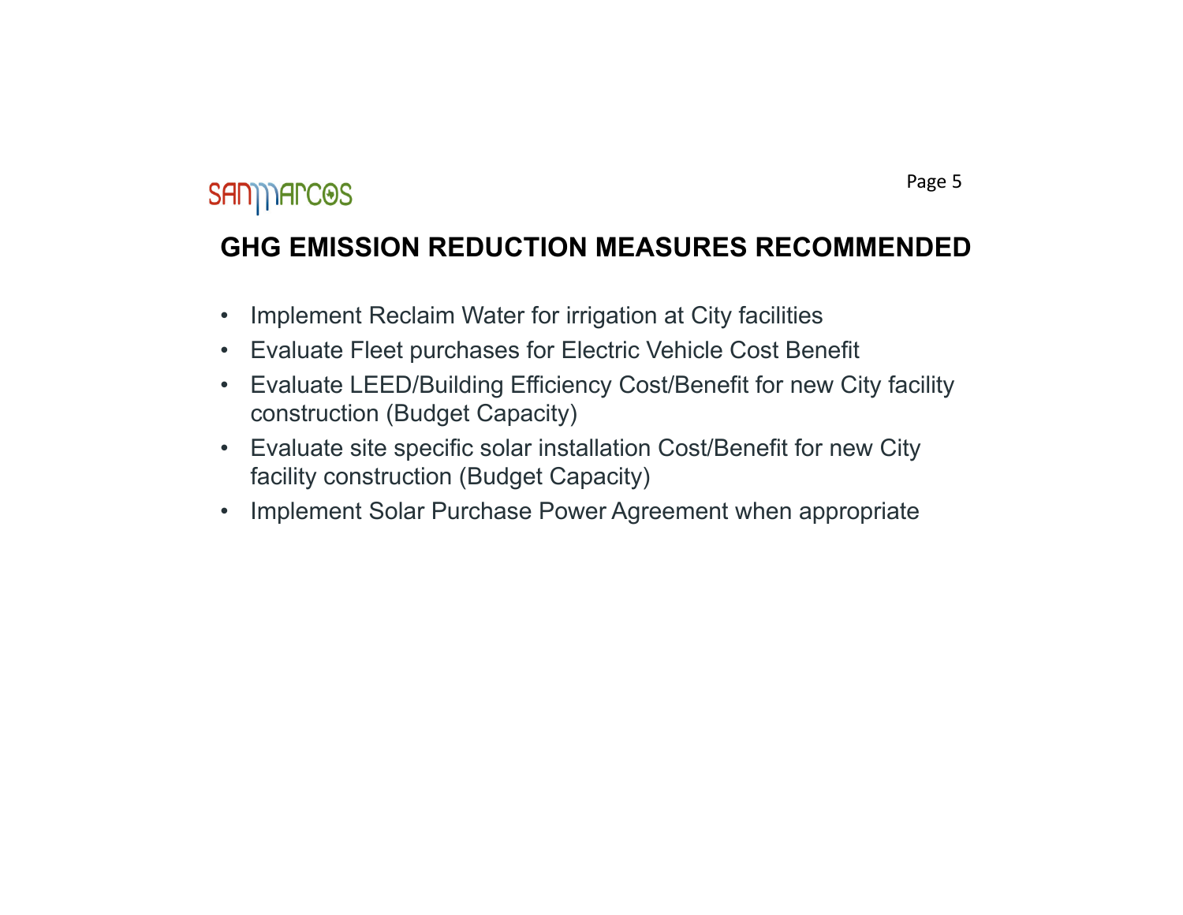## GHG EMISSION REDUCTION MEASURES RECOMMENDED

- Implement Reclaim Water for irrigation at City facilities
- Evaluate Fleet purchases for Electric Vehicle Cost Benefit
- Evaluate LEED/Building Efficiency Cost/Benefit for new City facility construction (Budget Capacity)
- Evaluate site specific solar installation Cost/Benefit for new City facility construction (Budget Capacity)
- Implement Solar Purchase Power Agreement when appropriate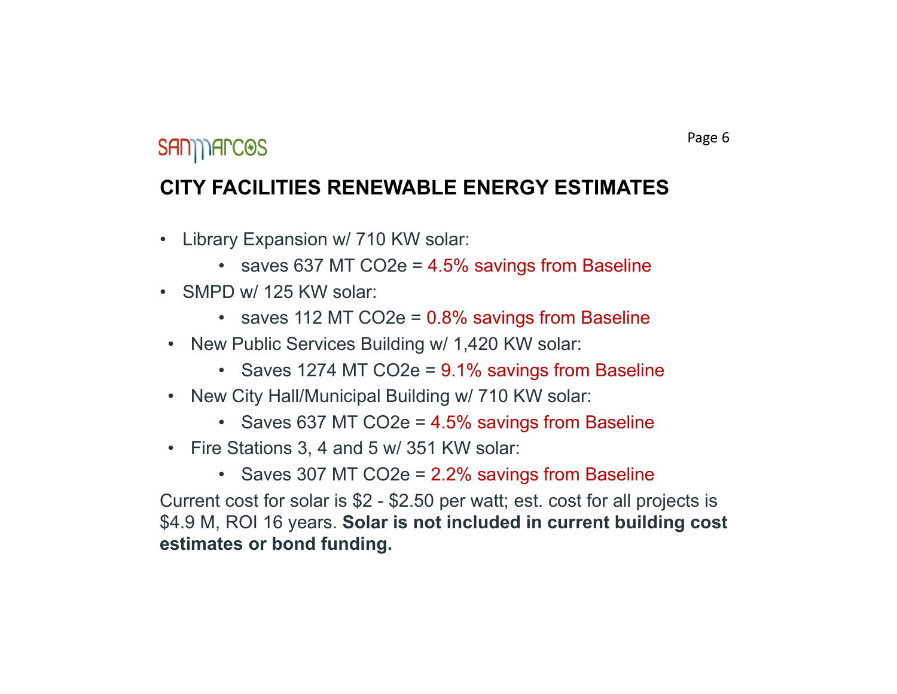SAN MARCOS

# CITY FACILITIES RENEWABLE ENERGY ESTIMATES

- Library Expansion w/ 710 KW solar:
  - saves 637 MT CO2e = 4.5% savings from Baseline
- SMPD w/ 125 KW solar:
  - saves 112 MT CO2e = 0.8% savings from Baseline
- New Public Services Building w/ 1,420 KW solar:
  - Saves 1274 MT CO2e = 9.1% savings from Baseline
- New City Hall/Municipal Building w/ 710 KW solar:
  - Saves 637 MT CO2e = 4.5% savings from Baseline
- Fire Stations 3, 4 and 5 w/ 351 KW solar:
  - Saves 307 MT CO2e = 2.2% savings from Baseline

Current cost for solar is $2 - $2.50 per watt; est. cost for all projects is $4.9 M, ROI 16 years. **Solar is not included in current building cost estimates or bond funding.**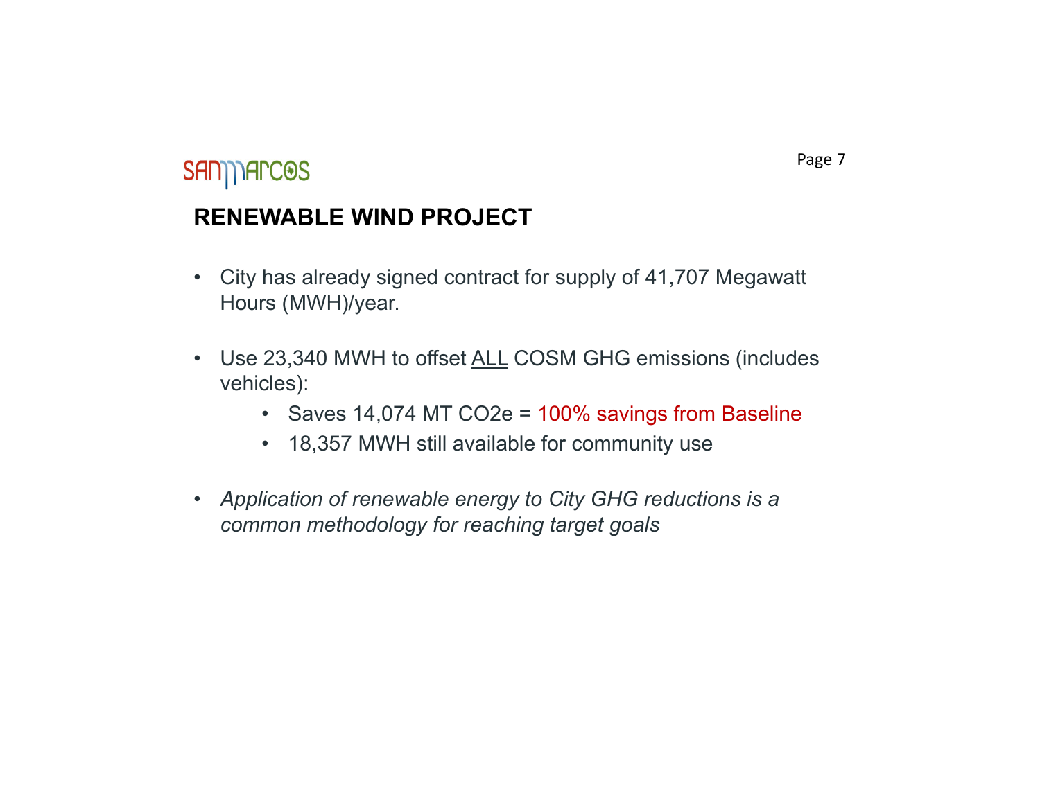SANMARCOS

## RENEWABLE WIND PROJECT

- City has already signed contract for supply of 41,707 Megawatt Hours (MWH)/year.
- Use 23,340 MWH to offset ALL COSM GHG emissions (includes vehicles):
  - Saves 14,074 MT CO2e = 100% savings from Baseline
  - 18,357 MWH still available for community use
- *Application of renewable energy to City GHG reductions is a common methodology for reaching target goals*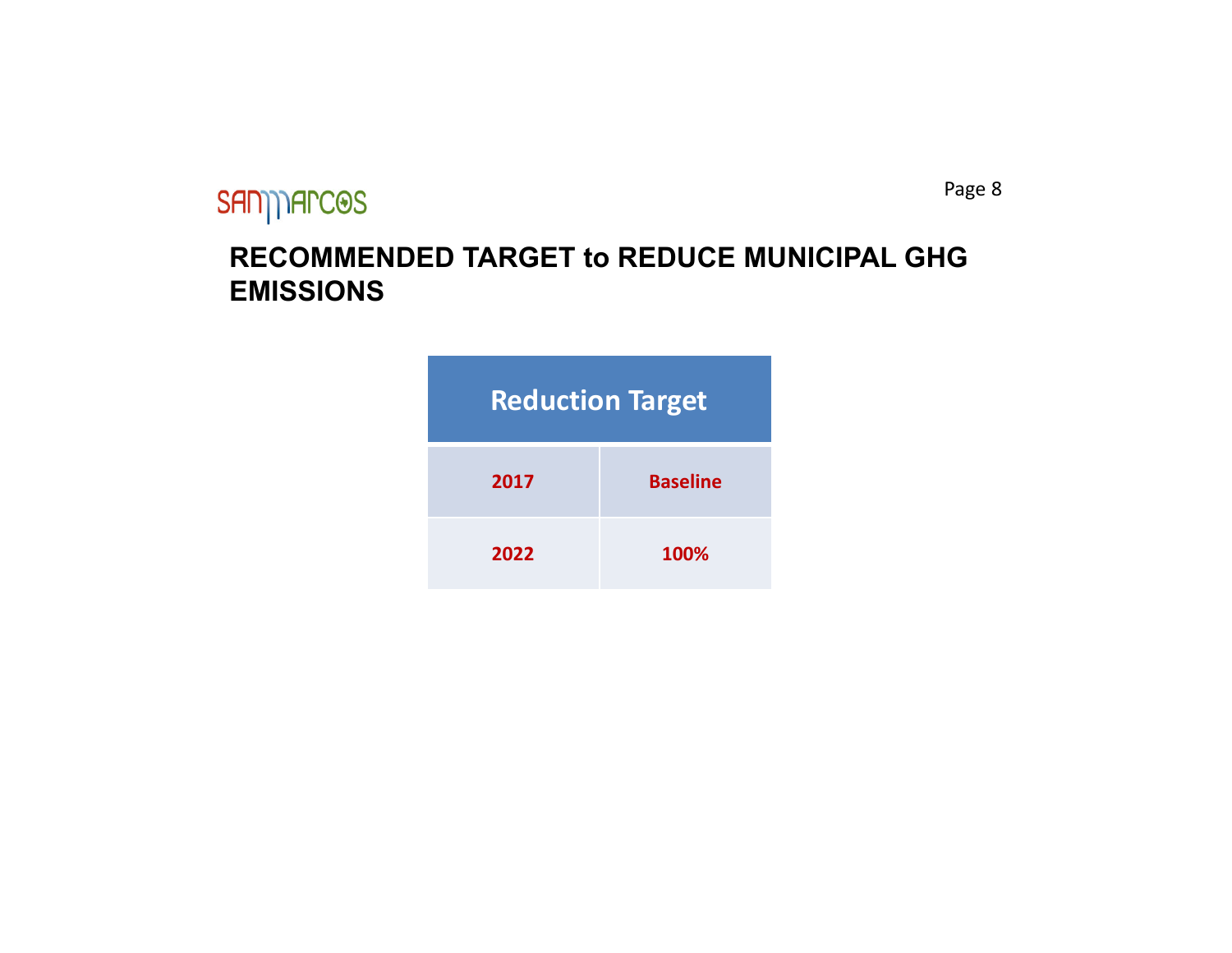## RECOMMENDED TARGET to REDUCE MUNICIPAL GHG EMISSIONS

| Reduction Target | |
|---|---|
| **2017** | **Baseline** |
| **2022** | **100%** |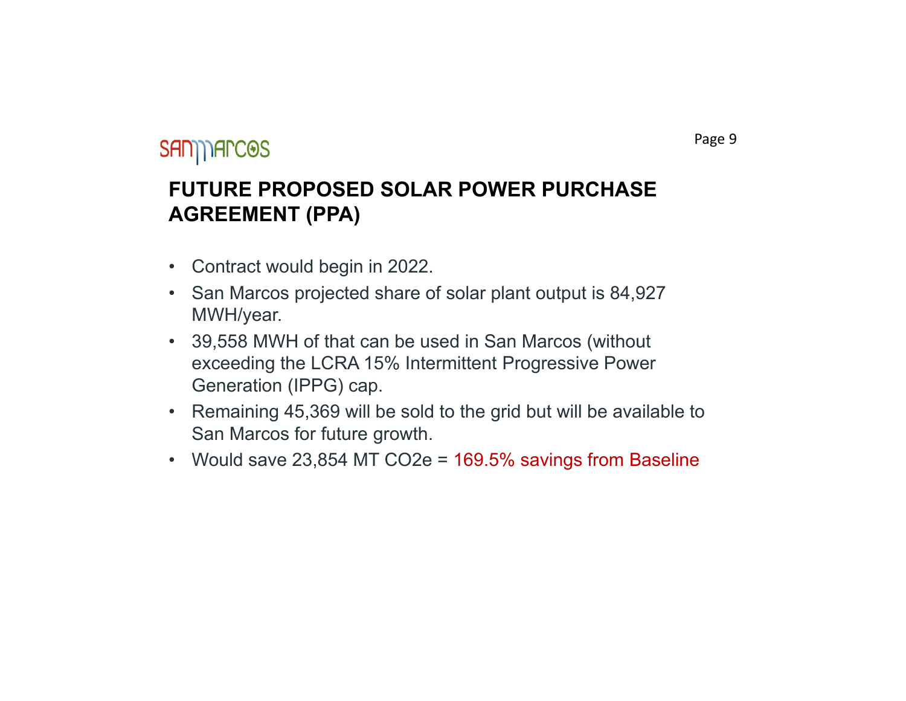## FUTURE PROPOSED SOLAR POWER PURCHASE AGREEMENT (PPA)

- Contract would begin in 2022.
- San Marcos projected share of solar plant output is 84,927 MWH/year.
- 39,558 MWH of that can be used in San Marcos (without exceeding the LCRA 15% Intermittent Progressive Power Generation (IPPG) cap.
- Remaining 45,369 will be sold to the grid but will be available to San Marcos for future growth.
- Would save 23,854 MT $CO_2e$ = 169.5% savings from Baseline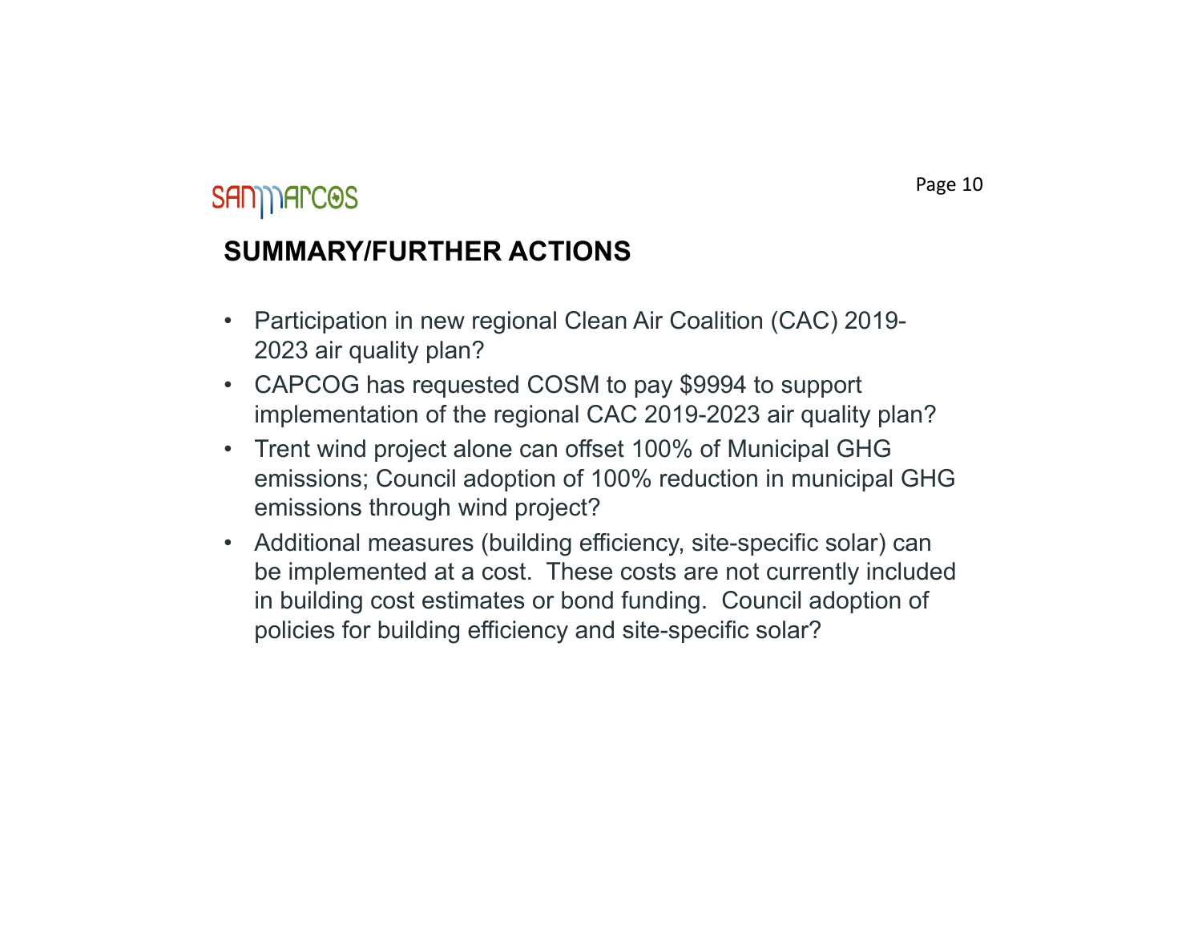## SUMMARY/FURTHER ACTIONS

- Participation in new regional Clean Air Coalition (CAC) 2019-2023 air quality plan?
- CAPCOG has requested COSM to pay $9994 to support implementation of the regional CAC 2019-2023 air quality plan?
- Trent wind project alone can offset 100% of Municipal GHG emissions; Council adoption of 100% reduction in municipal GHG emissions through wind project?
- Additional measures (building efficiency, site-specific solar) can be implemented at a cost. These costs are not currently included in building cost estimates or bond funding. Council adoption of policies for building efficiency and site-specific solar?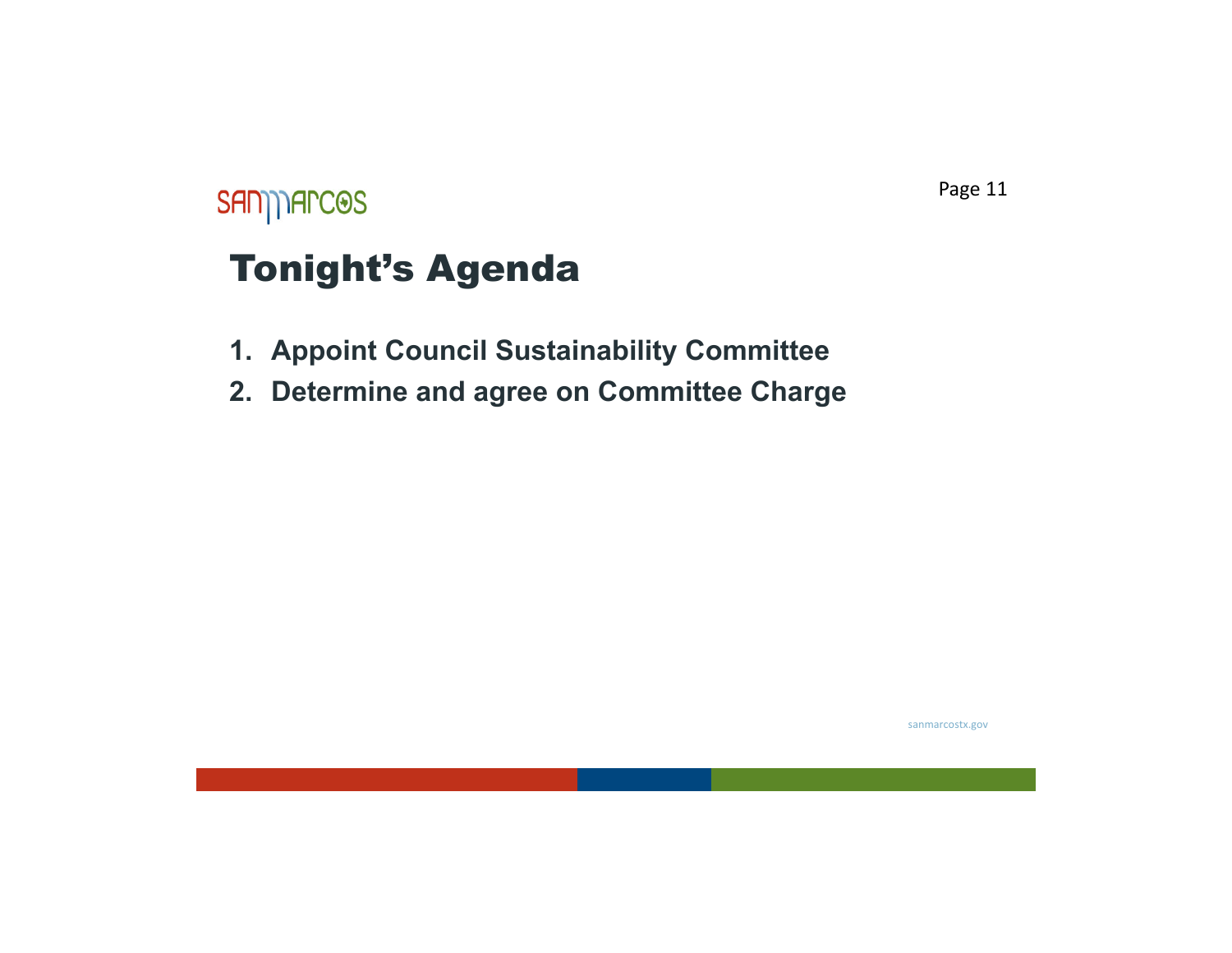# Tonight's Agenda

1. **Appoint Council Sustainability Committee**
2. **Determine and agree on Committee Charge**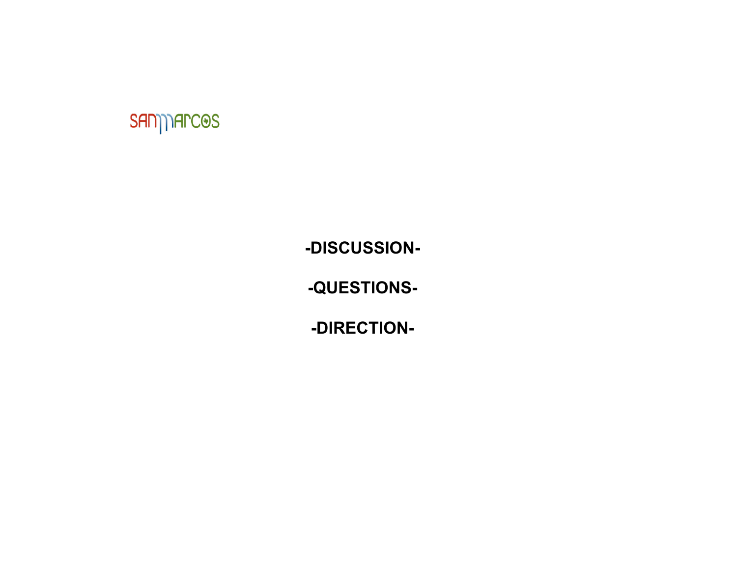SANMARCOS

**-DISCUSSION-**

**-QUESTIONS-**

**-DIRECTION-**